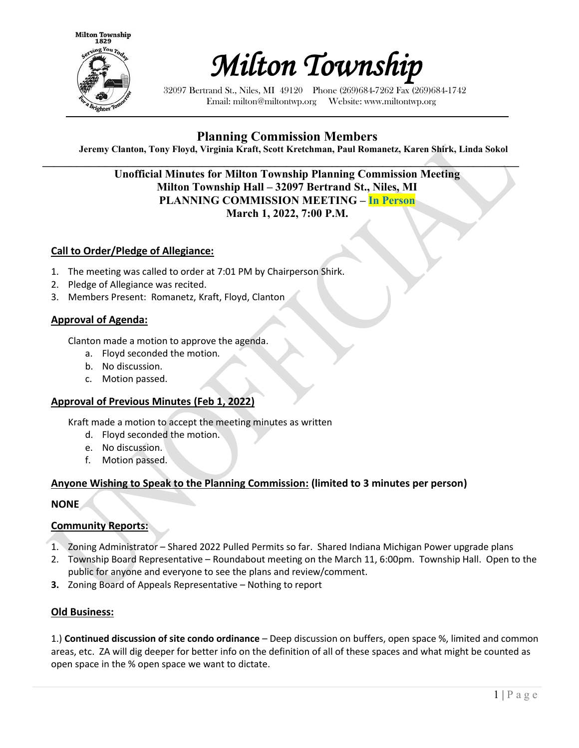# Milton Township

32097 Bertrand St., Niles, MI 49120 Phone (269)684-7262 Fax (269)684-1742
Email: milton@miltontwp.org Website: www.miltontwp.org

## Planning Commission Members

**Jeremy Clanton, Tony Floyd, Virginia Kraft, Scott Kretchman, Paul Romanetz, Karen Shirk, Linda Sokol**

**Unofficial Minutes for Milton Township Planning Commission Meeting**
**Milton Township Hall – 32097 Bertrand St., Niles, MI**
**PLANNING COMMISSION MEETING – In Person**
**March 1, 2022, 7:00 P.M.**

### Call to Order/Pledge of Allegiance:

1. The meeting was called to order at 7:01 PM by Chairperson Shirk.
2. Pledge of Allegiance was recited.
3. Members Present: Romanetz, Kraft, Floyd, Clanton

### Approval of Agenda:

Clanton made a motion to approve the agenda.

a. Floyd seconded the motion.
b. No discussion.
c. Motion passed.

### Approval of Previous Minutes (Feb 1, 2022)

Kraft made a motion to accept the meeting minutes as written

d. Floyd seconded the motion.
e. No discussion.
f. Motion passed.

### Anyone Wishing to Speak to the Planning Commission: (limited to 3 minutes per person)

**NONE**

### Community Reports:

1. Zoning Administrator – Shared 2022 Pulled Permits so far. Shared Indiana Michigan Power upgrade plans
2. Township Board Representative – Roundabout meeting on the March 11, 6:00pm. Township Hall. Open to the public for anyone and everyone to see the plans and review/comment.
3. Zoning Board of Appeals Representative – Nothing to report

### Old Business:

1.) **Continued discussion of site condo ordinance** – Deep discussion on buffers, open space %, limited and common areas, etc. ZA will dig deeper for better info on the definition of all of these spaces and what might be counted as open space in the % open space we want to dictate.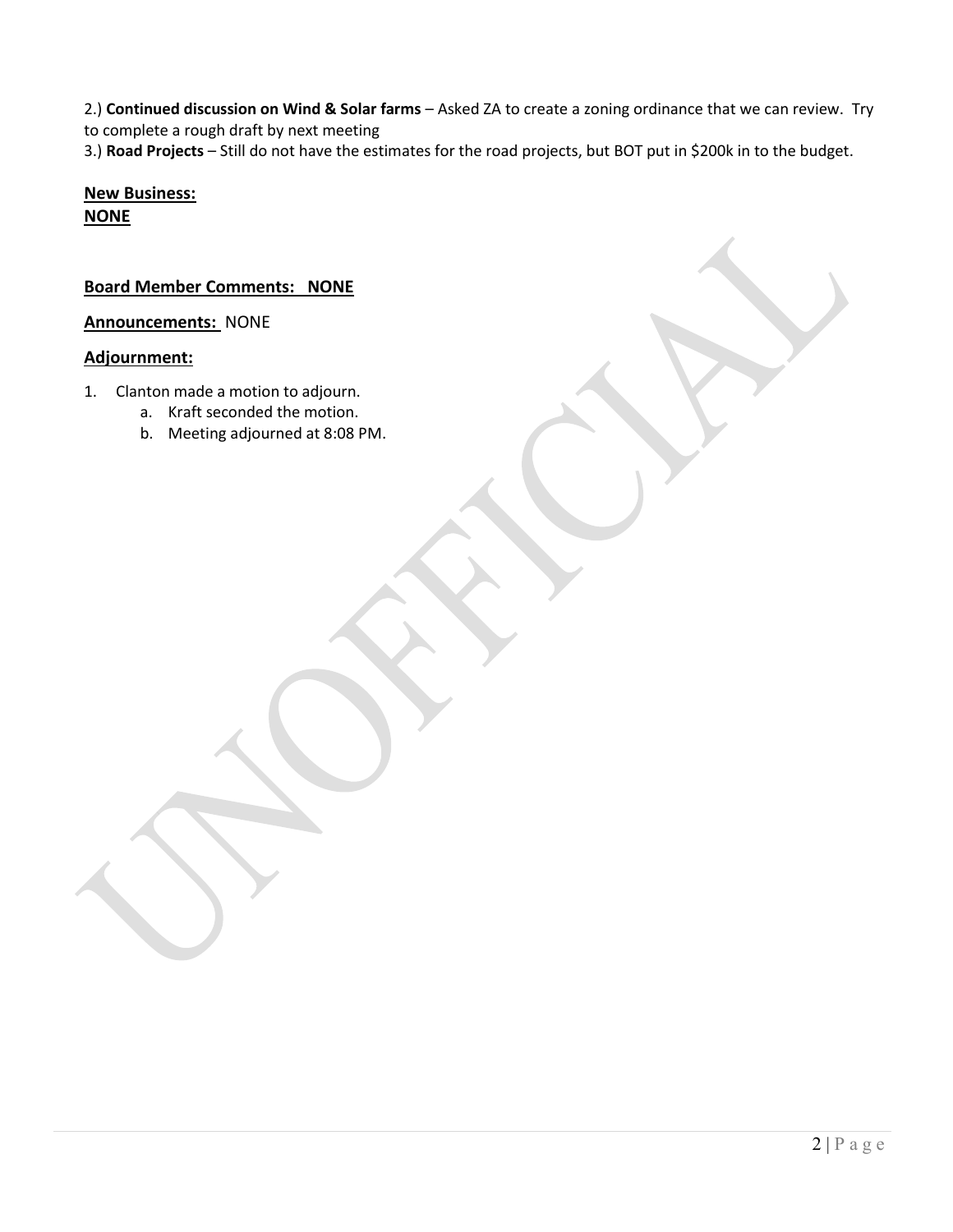2.) **Continued discussion on Wind & Solar farms** – Asked ZA to create a zoning ordinance that we can review. Try to complete a rough draft by next meeting

3.) **Road Projects** – Still do not have the estimates for the road projects, but BOT put in $200k in to the budget.

**New Business:**
**NONE**

**Board Member Comments: NONE**

**Announcements:** NONE

**Adjournment:**

1. Clanton made a motion to adjourn.
   a. Kraft seconded the motion.
   b. Meeting adjourned at 8:08 PM.